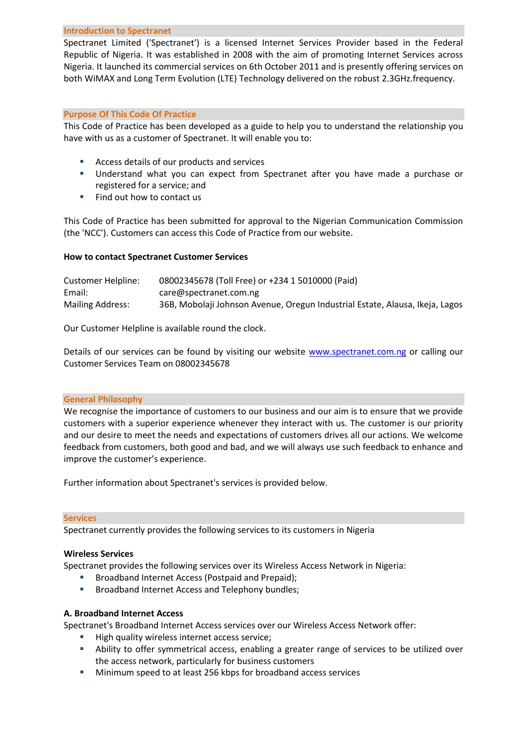## Introduction to Spectranet

Spectranet Limited ('Spectranet') is a licensed Internet Services Provider based in the Federal Republic of Nigeria. It was established in 2008 with the aim of promoting Internet Services across Nigeria. It launched its commercial services on 6th October 2011 and is presently offering services on both WiMAX and Long Term Evolution (LTE) Technology delivered on the robust 2.3GHz.frequency.

## Purpose Of This Code Of Practice

This Code of Practice has been developed as a guide to help you to understand the relationship you have with us as a customer of Spectranet. It will enable you to:

- Access details of our products and services
- Understand what you can expect from Spectranet after you have made a purchase or registered for a service; and
- Find out how to contact us

This Code of Practice has been submitted for approval to the Nigerian Communication Commission (the 'NCC'). Customers can access this Code of Practice from our website.

**How to contact Spectranet Customer Services**

| | |
|---|---|
| Customer Helpline: | 08002345678 (Toll Free) or +234 1 5010000 (Paid) |
| Email: | care@spectranet.com.ng |
| Mailing Address: | 36B, Mobolaji Johnson Avenue, Oregun Industrial Estate, Alausa, Ikeja, Lagos |

Our Customer Helpline is available round the clock.

Details of our services can be found by visiting our website [www.spectranet.com.ng](http://www.spectranet.com.ng) or calling our Customer Services Team on 08002345678

## General Philosophy

We recognise the importance of customers to our business and our aim is to ensure that we provide customers with a superior experience whenever they interact with us. The customer is our priority and our desire to meet the needs and expectations of customers drives all our actions. We welcome feedback from customers, both good and bad, and we will always use such feedback to enhance and improve the customer's experience.

Further information about Spectranet's services is provided below.

## Services

Spectranet currently provides the following services to its customers in Nigeria

**Wireless Services**

Spectranet provides the following services over its Wireless Access Network in Nigeria:

- Broadband Internet Access (Postpaid and Prepaid);
- Broadband Internet Access and Telephony bundles;

**A. Broadband Internet Access**

Spectranet's Broadband Internet Access services over our Wireless Access Network offer:

- High quality wireless internet access service;
- Ability to offer symmetrical access, enabling a greater range of services to be utilized over the access network, particularly for business customers
- Minimum speed to at least 256 kbps for broadband access services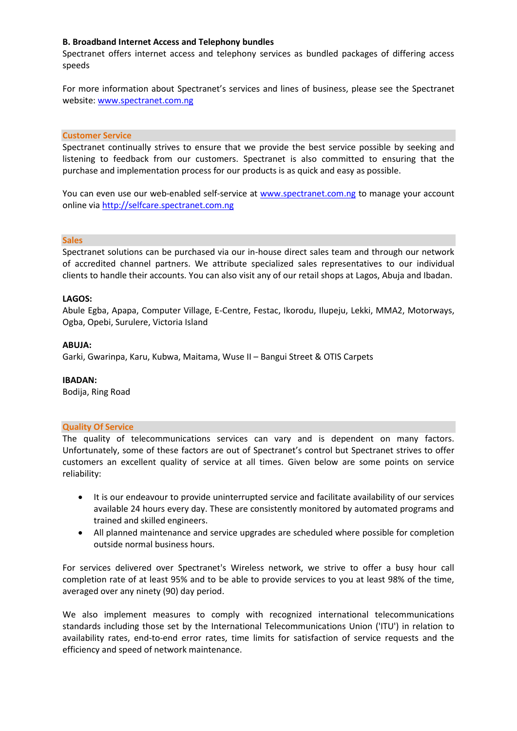**B. Broadband Internet Access and Telephony bundles**

Spectranet offers internet access and telephony services as bundled packages of differing access speeds

For more information about Spectranet's services and lines of business, please see the Spectranet website: [www.spectranet.com.ng](http://www.spectranet.com.ng)

## Customer Service

Spectranet continually strives to ensure that we provide the best service possible by seeking and listening to feedback from our customers. Spectranet is also committed to ensuring that the purchase and implementation process for our products is as quick and easy as possible.

You can even use our web-enabled self-service at [www.spectranet.com.ng](http://www.spectranet.com.ng) to manage your account online via [http://selfcare.spectranet.com.ng](http://selfcare.spectranet.com.ng)

## Sales

Spectranet solutions can be purchased via our in-house direct sales team and through our network of accredited channel partners. We attribute specialized sales representatives to our individual clients to handle their accounts. You can also visit any of our retail shops at Lagos, Abuja and Ibadan.

**LAGOS:**

Abule Egba, Apapa, Computer Village, E-Centre, Festac, Ikorodu, Ilupeju, Lekki, MMA2, Motorways, Ogba, Opebi, Surulere, Victoria Island

**ABUJA:**

Garki, Gwarinpa, Karu, Kubwa, Maitama, Wuse II – Bangui Street & OTIS Carpets

**IBADAN:**

Bodija, Ring Road

## Quality Of Service

The quality of telecommunications services can vary and is dependent on many factors. Unfortunately, some of these factors are out of Spectranet's control but Spectranet strives to offer customers an excellent quality of service at all times. Given below are some points on service reliability:

- It is our endeavour to provide uninterrupted service and facilitate availability of our services available 24 hours every day. These are consistently monitored by automated programs and trained and skilled engineers.
- All planned maintenance and service upgrades are scheduled where possible for completion outside normal business hours.

For services delivered over Spectranet's Wireless network, we strive to offer a busy hour call completion rate of at least 95% and to be able to provide services to you at least 98% of the time, averaged over any ninety (90) day period.

We also implement measures to comply with recognized international telecommunications standards including those set by the International Telecommunications Union ('ITU') in relation to availability rates, end-to-end error rates, time limits for satisfaction of service requests and the efficiency and speed of network maintenance.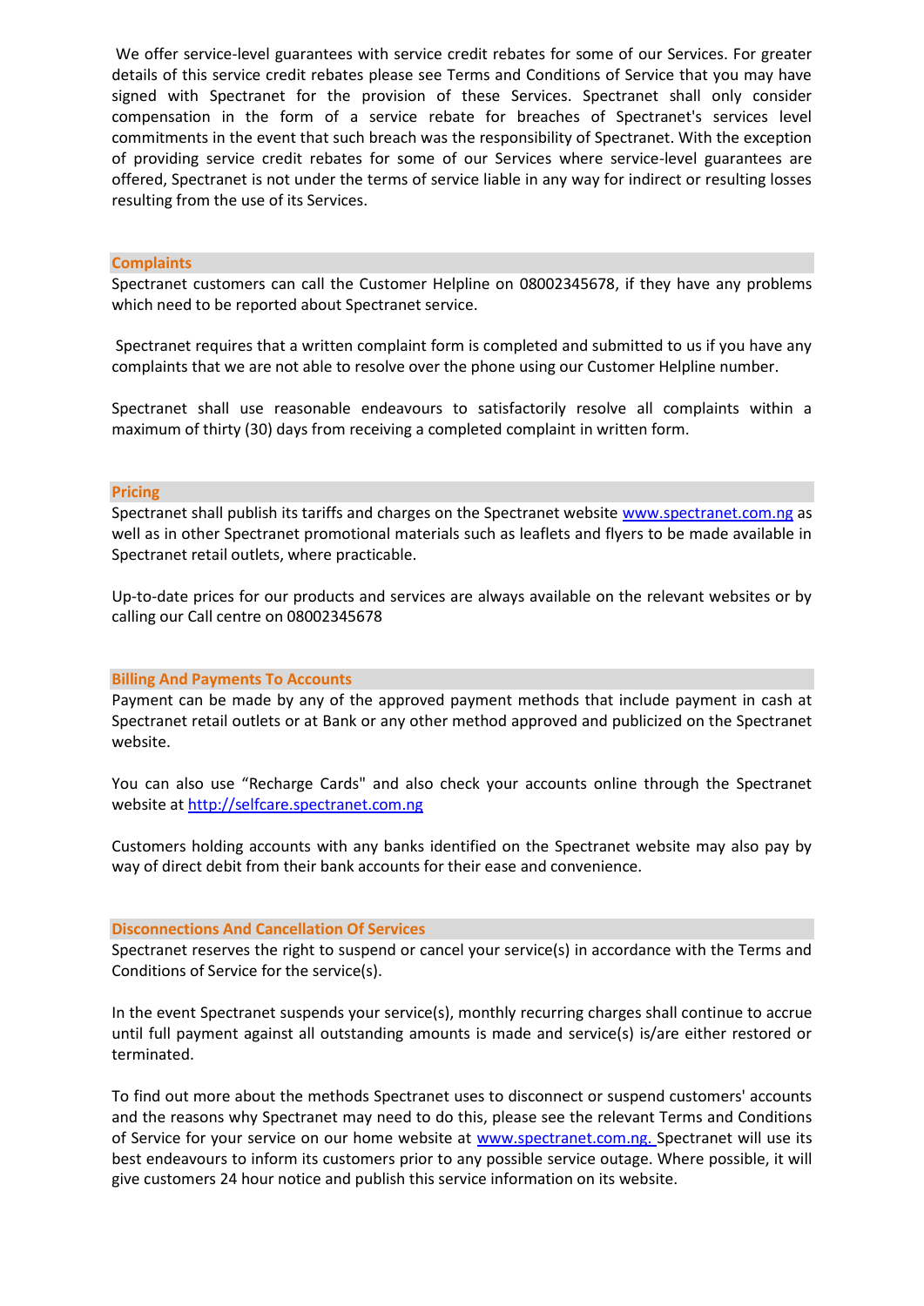We offer service-level guarantees with service credit rebates for some of our Services. For greater details of this service credit rebates please see Terms and Conditions of Service that you may have signed with Spectranet for the provision of these Services. Spectranet shall only consider compensation in the form of a service rebate for breaches of Spectranet's services level commitments in the event that such breach was the responsibility of Spectranet. With the exception of providing service credit rebates for some of our Services where service-level guarantees are offered, Spectranet is not under the terms of service liable in any way for indirect or resulting losses resulting from the use of its Services.

## Complaints

Spectranet customers can call the Customer Helpline on 08002345678, if they have any problems which need to be reported about Spectranet service.

Spectranet requires that a written complaint form is completed and submitted to us if you have any complaints that we are not able to resolve over the phone using our Customer Helpline number.

Spectranet shall use reasonable endeavours to satisfactorily resolve all complaints within a maximum of thirty (30) days from receiving a completed complaint in written form.

## Pricing

Spectranet shall publish its tariffs and charges on the Spectranet website www.spectranet.com.ng as well as in other Spectranet promotional materials such as leaflets and flyers to be made available in Spectranet retail outlets, where practicable.

Up-to-date prices for our products and services are always available on the relevant websites or by calling our Call centre on 08002345678

## Billing And Payments To Accounts

Payment can be made by any of the approved payment methods that include payment in cash at Spectranet retail outlets or at Bank or any other method approved and publicized on the Spectranet website.

You can also use "Recharge Cards" and also check your accounts online through the Spectranet website at http://selfcare.spectranet.com.ng

Customers holding accounts with any banks identified on the Spectranet website may also pay by way of direct debit from their bank accounts for their ease and convenience.

## Disconnections And Cancellation Of Services

Spectranet reserves the right to suspend or cancel your service(s) in accordance with the Terms and Conditions of Service for the service(s).

In the event Spectranet suspends your service(s), monthly recurring charges shall continue to accrue until full payment against all outstanding amounts is made and service(s) is/are either restored or terminated.

To find out more about the methods Spectranet uses to disconnect or suspend customers' accounts and the reasons why Spectranet may need to do this, please see the relevant Terms and Conditions of Service for your service on our home website at www.spectranet.com.ng. Spectranet will use its best endeavours to inform its customers prior to any possible service outage. Where possible, it will give customers 24 hour notice and publish this service information on its website.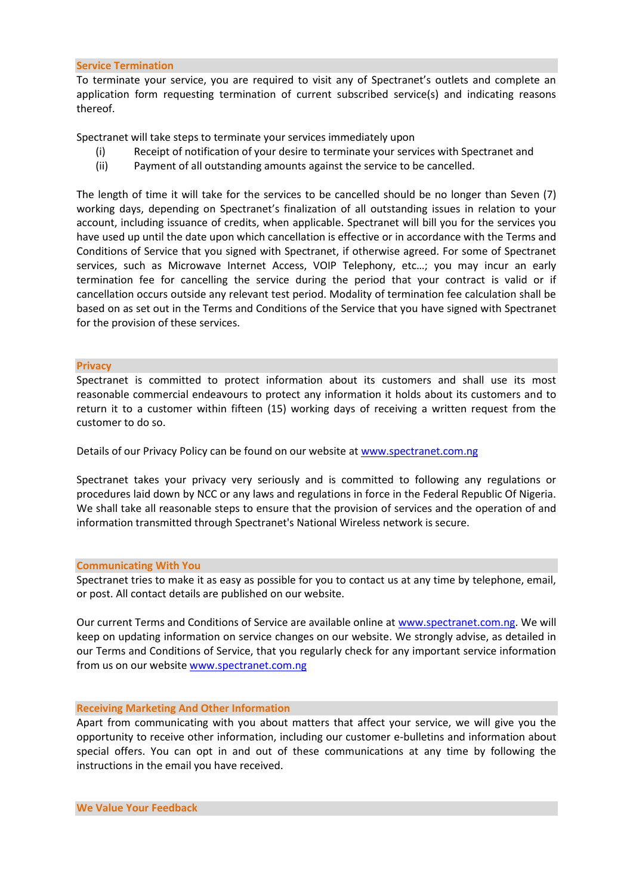## Service Termination

To terminate your service, you are required to visit any of Spectranet's outlets and complete an application form requesting termination of current subscribed service(s) and indicating reasons thereof.

Spectranet will take steps to terminate your services immediately upon

(i) Receipt of notification of your desire to terminate your services with Spectranet and
(ii) Payment of all outstanding amounts against the service to be cancelled.

The length of time it will take for the services to be cancelled should be no longer than Seven (7) working days, depending on Spectranet's finalization of all outstanding issues in relation to your account, including issuance of credits, when applicable. Spectranet will bill you for the services you have used up until the date upon which cancellation is effective or in accordance with the Terms and Conditions of Service that you signed with Spectranet, if otherwise agreed. For some of Spectranet services, such as Microwave Internet Access, VOIP Telephony, etc…; you may incur an early termination fee for cancelling the service during the period that your contract is valid or if cancellation occurs outside any relevant test period. Modality of termination fee calculation shall be based on as set out in the Terms and Conditions of the Service that you have signed with Spectranet for the provision of these services.

## Privacy

Spectranet is committed to protect information about its customers and shall use its most reasonable commercial endeavours to protect any information it holds about its customers and to return it to a customer within fifteen (15) working days of receiving a written request from the customer to do so.

Details of our Privacy Policy can be found on our website at www.spectranet.com.ng

Spectranet takes your privacy very seriously and is committed to following any regulations or procedures laid down by NCC or any laws and regulations in force in the Federal Republic Of Nigeria. We shall take all reasonable steps to ensure that the provision of services and the operation of and information transmitted through Spectranet's National Wireless network is secure.

## Communicating With You

Spectranet tries to make it as easy as possible for you to contact us at any time by telephone, email, or post. All contact details are published on our website.

Our current Terms and Conditions of Service are available online at www.spectranet.com.ng. We will keep on updating information on service changes on our website. We strongly advise, as detailed in our Terms and Conditions of Service, that you regularly check for any important service information from us on our website www.spectranet.com.ng

## Receiving Marketing And Other Information

Apart from communicating with you about matters that affect your service, we will give you the opportunity to receive other information, including our customer e-bulletins and information about special offers. You can opt in and out of these communications at any time by following the instructions in the email you have received.

## We Value Your Feedback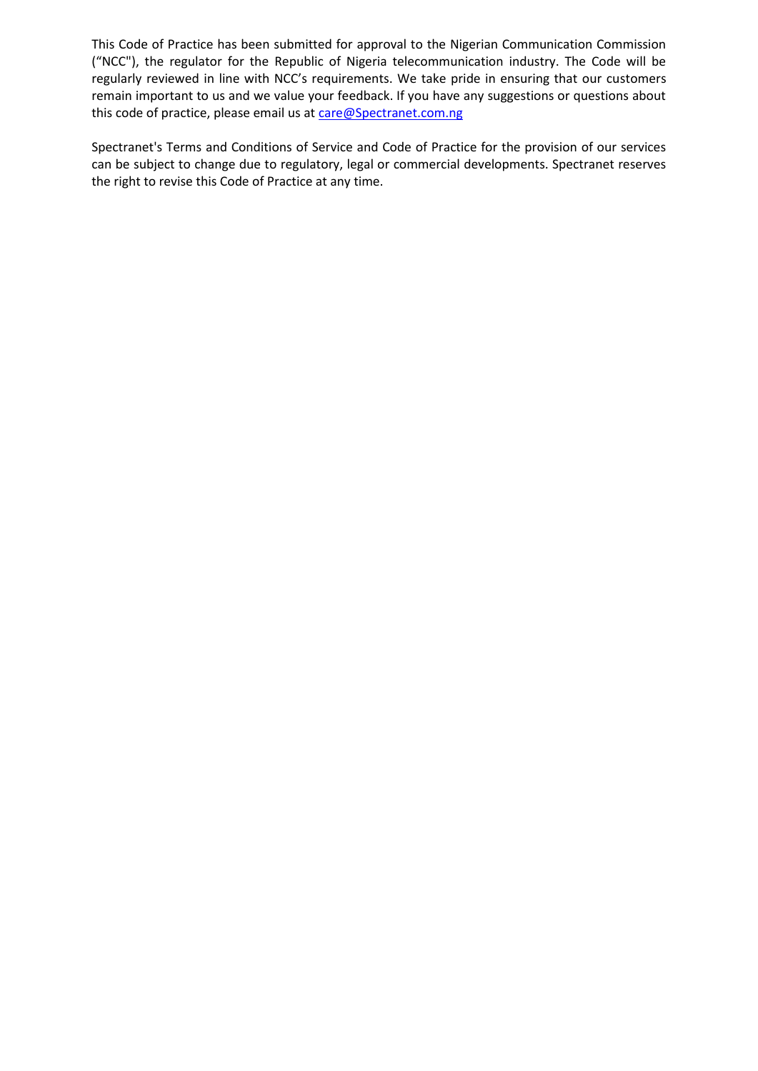This Code of Practice has been submitted for approval to the Nigerian Communication Commission ("NCC"), the regulator for the Republic of Nigeria telecommunication industry. The Code will be regularly reviewed in line with NCC's requirements. We take pride in ensuring that our customers remain important to us and we value your feedback. If you have any suggestions or questions about this code of practice, please email us at care@Spectranet.com.ng

Spectranet's Terms and Conditions of Service and Code of Practice for the provision of our services can be subject to change due to regulatory, legal or commercial developments. Spectranet reserves the right to revise this Code of Practice at any time.